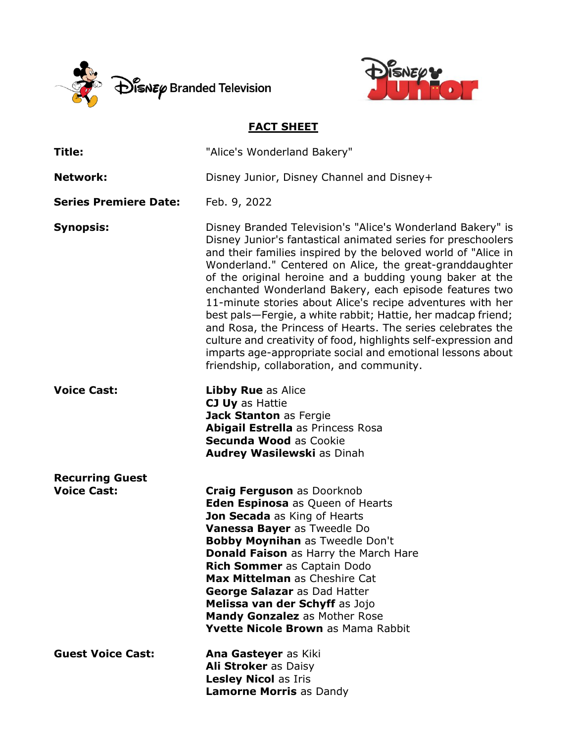## FACT SHEET

**Title:** "Alice's Wonderland Bakery"

**Network:** Disney Junior, Disney Channel and Disney+

**Series Premiere Date:** Feb. 9, 2022

**Synopsis:** Disney Branded Television's "Alice's Wonderland Bakery" is Disney Junior's fantastical animated series for preschoolers and their families inspired by the beloved world of "Alice in Wonderland." Centered on Alice, the great-granddaughter of the original heroine and a budding young baker at the enchanted Wonderland Bakery, each episode features two 11-minute stories about Alice's recipe adventures with her best pals—Fergie, a white rabbit; Hattie, her madcap friend; and Rosa, the Princess of Hearts. The series celebrates the culture and creativity of food, highlights self-expression and imparts age-appropriate social and emotional lessons about friendship, collaboration, and community.

**Voice Cast:**

**Libby Rue** as Alice
**CJ Uy** as Hattie
**Jack Stanton** as Fergie
**Abigail Estrella** as Princess Rosa
**Secunda Wood** as Cookie
**Audrey Wasilewski** as Dinah

**Recurring Guest Voice Cast:**

**Craig Ferguson** as Doorknob
**Eden Espinosa** as Queen of Hearts
**Jon Secada** as King of Hearts
**Vanessa Bayer** as Tweedle Do
**Bobby Moynihan** as Tweedle Don't
**Donald Faison** as Harry the March Hare
**Rich Sommer** as Captain Dodo
**Max Mittelman** as Cheshire Cat
**George Salazar** as Dad Hatter
**Melissa van der Schyff** as Jojo
**Mandy Gonzalez** as Mother Rose
**Yvette Nicole Brown** as Mama Rabbit

**Guest Voice Cast:**

**Ana Gasteyer** as Kiki
**Ali Stroker** as Daisy
**Lesley Nicol** as Iris
**Lamorne Morris** as Dandy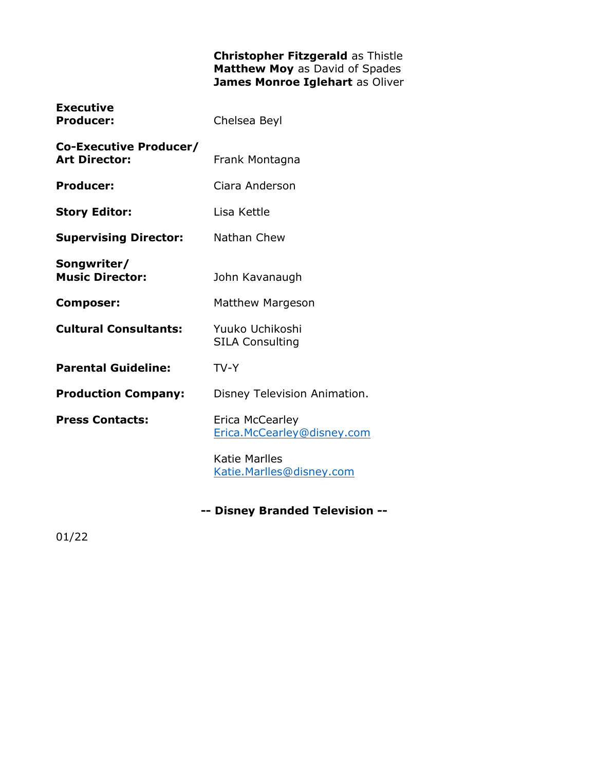**Christopher Fitzgerald** as Thistle
**Matthew Moy** as David of Spades
**James Monroe Iglehart** as Oliver

| | |
|---|---|
| **Executive Producer:** | Chelsea Beyl |
| **Co-Executive Producer/ Art Director:** | Frank Montagna |
| **Producer:** | Ciara Anderson |
| **Story Editor:** | Lisa Kettle |
| **Supervising Director:** | Nathan Chew |
| **Songwriter/ Music Director:** | John Kavanaugh |
| **Composer:** | Matthew Margeson |
| **Cultural Consultants:** | Yuuko Uchikoshi<br>SILA Consulting |
| **Parental Guideline:** | TV-Y |
| **Production Company:** | Disney Television Animation. |
| **Press Contacts:** | Erica McCearley<br>Erica.McCearley@disney.com<br><br>Katie Marlles<br>Katie.Marlles@disney.com |

**-- Disney Branded Television --**

01/22